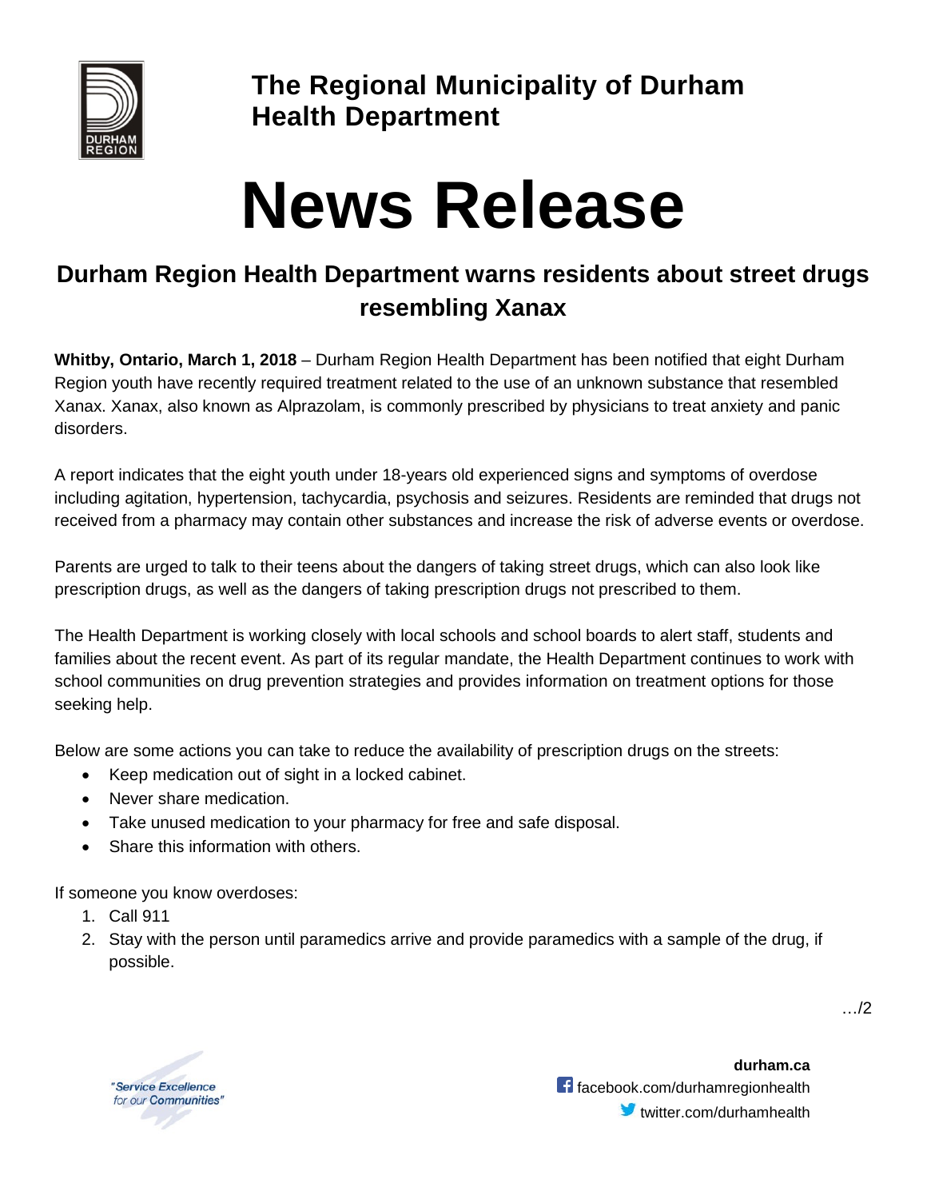**The Regional Municipality of Durham**
**Health Department**

# News Release

## Durham Region Health Department warns residents about street drugs resembling Xanax

**Whitby, Ontario, March 1, 2018** – Durham Region Health Department has been notified that eight Durham Region youth have recently required treatment related to the use of an unknown substance that resembled Xanax. Xanax, also known as Alprazolam, is commonly prescribed by physicians to treat anxiety and panic disorders.

A report indicates that the eight youth under 18-years old experienced signs and symptoms of overdose including agitation, hypertension, tachycardia, psychosis and seizures. Residents are reminded that drugs not received from a pharmacy may contain other substances and increase the risk of adverse events or overdose.

Parents are urged to talk to their teens about the dangers of taking street drugs, which can also look like prescription drugs, as well as the dangers of taking prescription drugs not prescribed to them.

The Health Department is working closely with local schools and school boards to alert staff, students and families about the recent event. As part of its regular mandate, the Health Department continues to work with school communities on drug prevention strategies and provides information on treatment options for those seeking help.

Below are some actions you can take to reduce the availability of prescription drugs on the streets:

- Keep medication out of sight in a locked cabinet.
- Never share medication.
- Take unused medication to your pharmacy for free and safe disposal.
- Share this information with others.

If someone you know overdoses:

1. Call 911
2. Stay with the person until paramedics arrive and provide paramedics with a sample of the drug, if possible.

…/2

"Service Excellence for our Communities"

**durham.ca**
facebook.com/durhamregionhealth
twitter.com/durhamhealth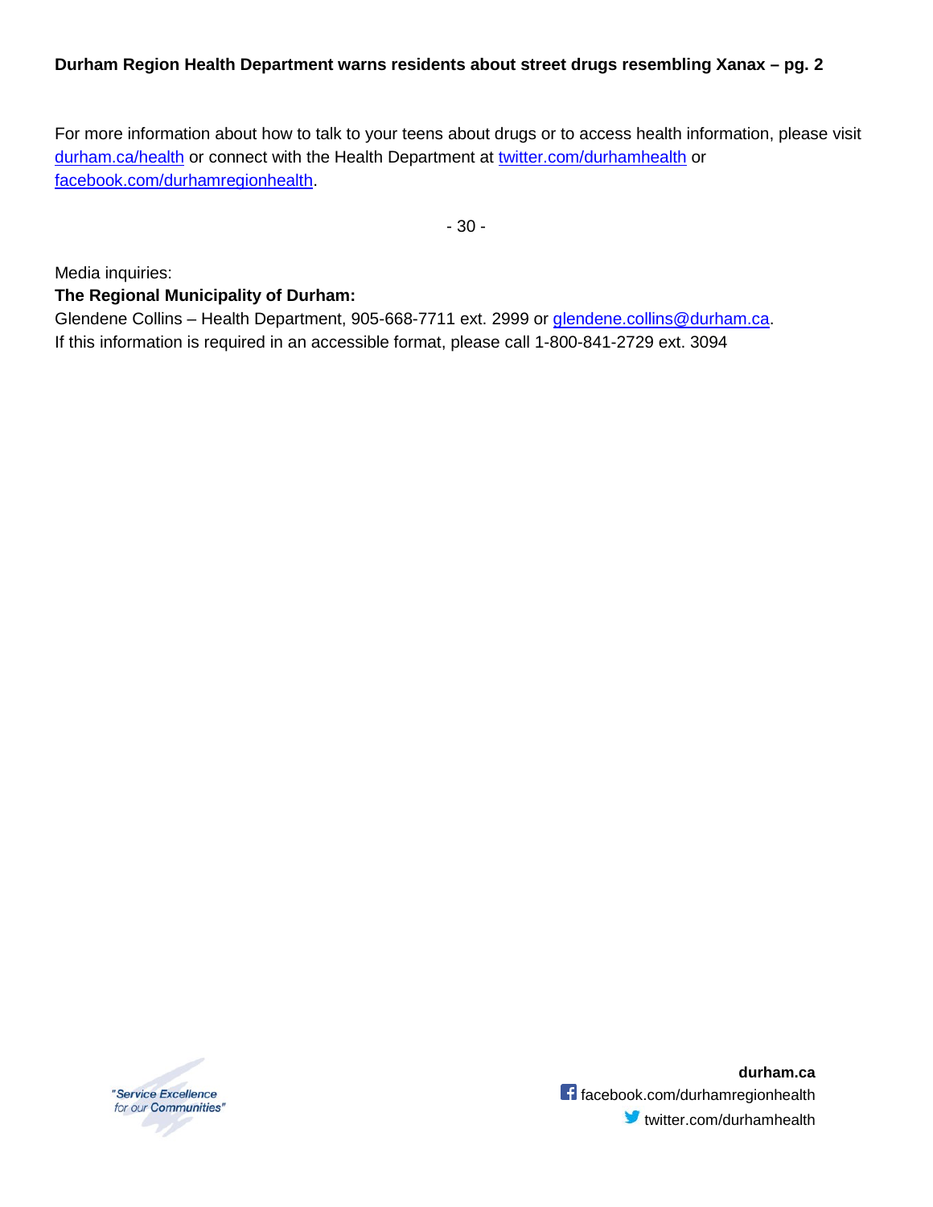For more information about how to talk to your teens about drugs or to access health information, please visit durham.ca/health or connect with the Health Department at twitter.com/durhamhealth or facebook.com/durhamregionhealth.

- 30 -

Media inquiries:

**The Regional Municipality of Durham:**

Glendene Collins – Health Department, 905-668-7711 ext. 2999 or glendene.collins@durham.ca.

If this information is required in an accessible format, please call 1-800-841-2729 ext. 3094